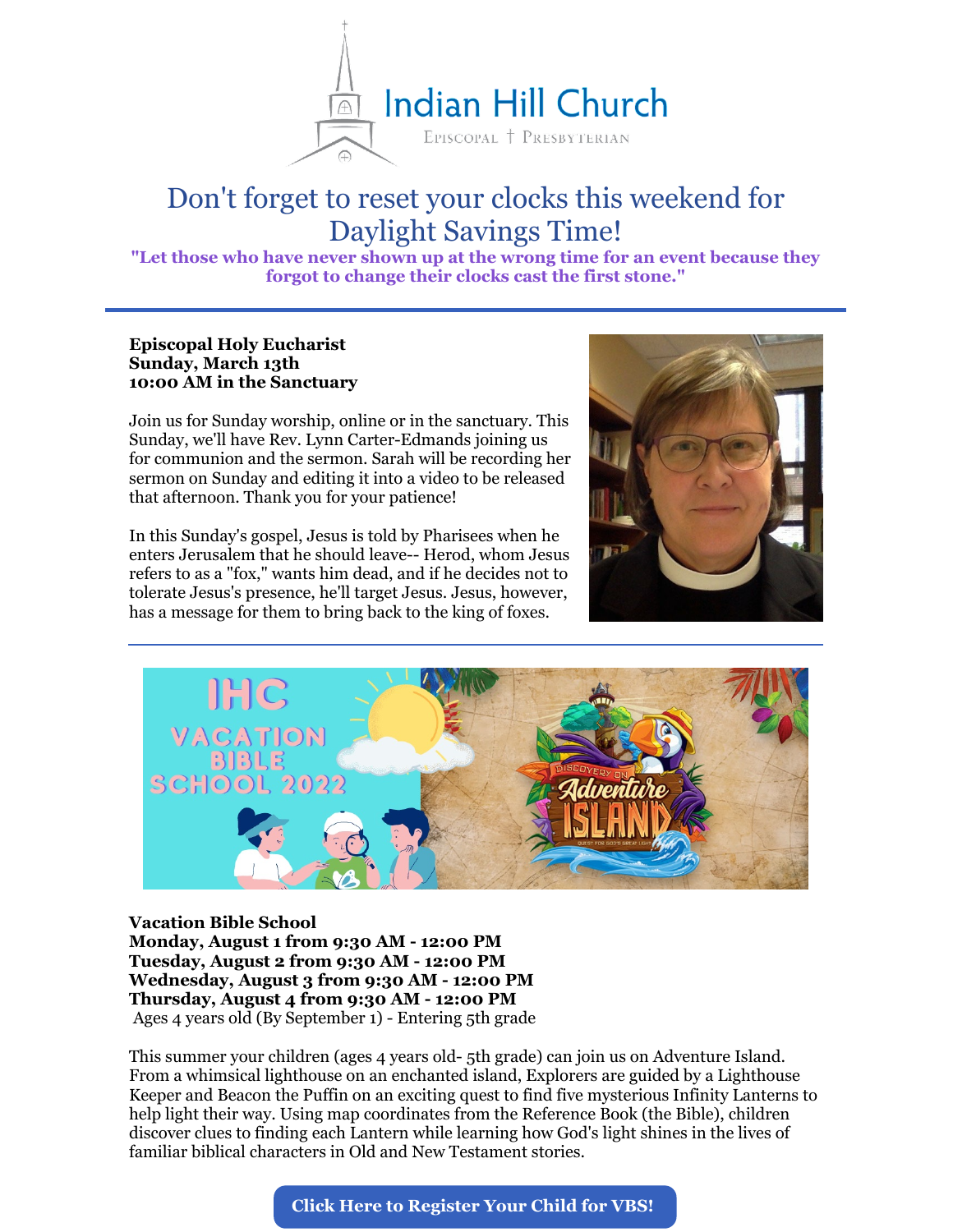# Don't forget to reset your clocks this weekend for Daylight Savings Time!

**"Let those who have never shown up at the wrong time for an event because they forgot to change their clocks cast the first stone."**

---

**Episcopal Holy Eucharist**
**Sunday, March 13th**
**10:00 AM in the Sanctuary**

Join us for Sunday worship, online or in the sanctuary. This Sunday, we'll have Rev. Lynn Carter-Edmands joining us for communion and the sermon. Sarah will be recording her sermon on Sunday and editing it into a video to be released that afternoon. Thank you for your patience!

In this Sunday's gospel, Jesus is told by Pharisees when he enters Jerusalem that he should leave-- Herod, whom Jesus refers to as a "fox," wants him dead, and if he decides not to tolerate Jesus's presence, he'll target Jesus. Jesus, however, has a message for them to bring back to the king of foxes.

---

**Vacation Bible School**
**Monday, August 1 from 9:30 AM - 12:00 PM**
**Tuesday, August 2 from 9:30 AM - 12:00 PM**
**Wednesday, August 3 from 9:30 AM - 12:00 PM**
**Thursday, August 4 from 9:30 AM - 12:00 PM**
Ages 4 years old (By September 1) - Entering 5th grade

This summer your children (ages 4 years old- 5th grade) can join us on Adventure Island. From a whimsical lighthouse on an enchanted island, Explorers are guided by a Lighthouse Keeper and Beacon the Puffin on an exciting quest to find five mysterious Infinity Lanterns to help light their way. Using map coordinates from the Reference Book (the Bible), children discover clues to finding each Lantern while learning how God's light shines in the lives of familiar biblical characters in Old and New Testament stories.

**Click Here to Register Your Child for VBS!**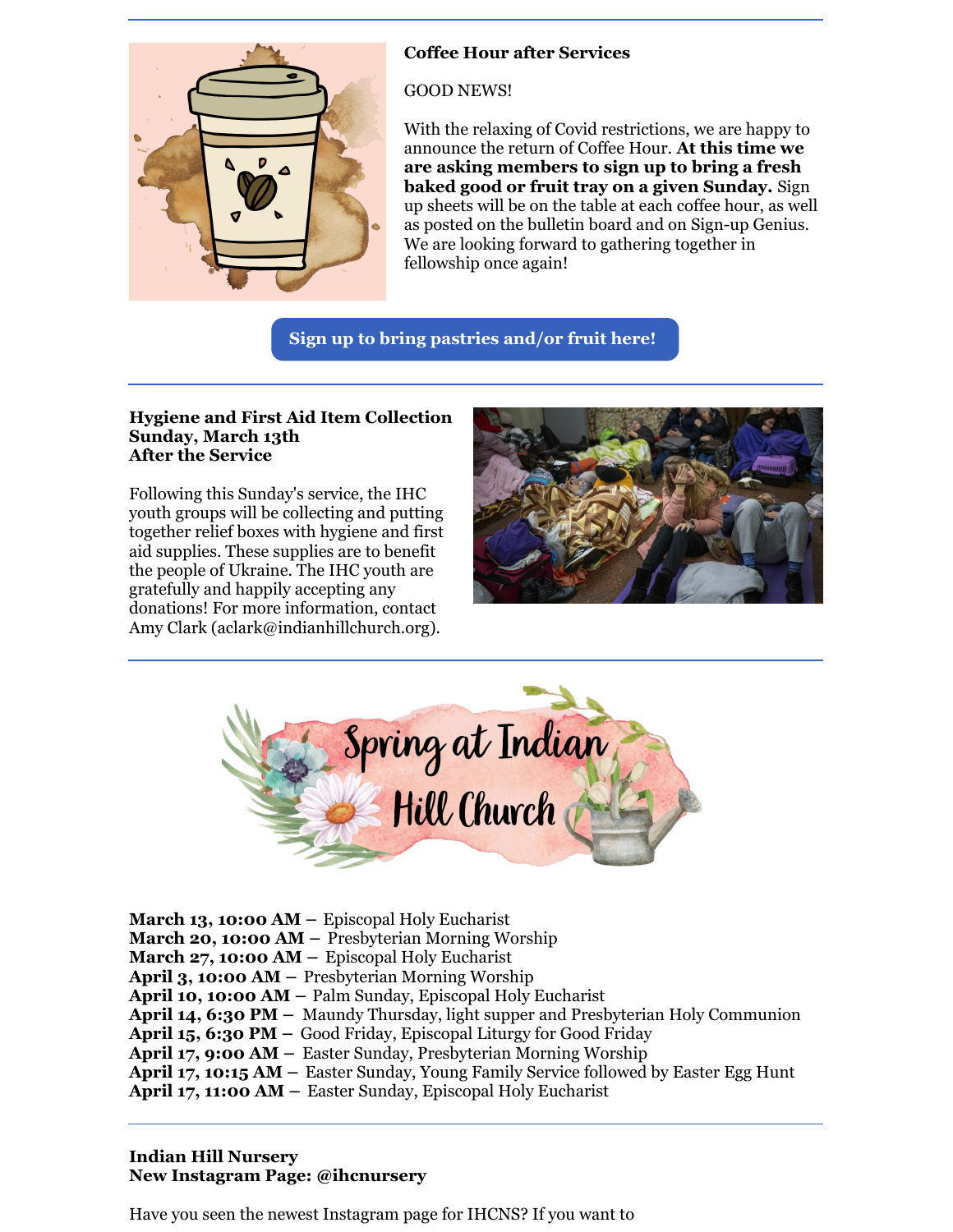**Coffee Hour after Services**

GOOD NEWS!

With the relaxing of Covid restrictions, we are happy to announce the return of Coffee Hour. **At this time we are asking members to sign up to bring a fresh baked good or fruit tray on a given Sunday.** Sign up sheets will be on the table at each coffee hour, as well as posted on the bulletin board and on Sign-up Genius. We are looking forward to gathering together in fellowship once again!

**Sign up to bring pastries and/or fruit here!**

---

**Hygiene and First Aid Item Collection**
**Sunday, March 13th**
**After the Service**

Following this Sunday's service, the IHC youth groups will be collecting and putting together relief boxes with hygiene and first aid supplies. These supplies are to benefit the people of Ukraine. The IHC youth are gratefully and happily accepting any donations! For more information, contact Amy Clark (aclark@indianhillchurch.org).

---

Spring at Indian Hill Church

**March 13, 10:00 AM –** Episcopal Holy Eucharist
**March 20, 10:00 AM –** Presbyterian Morning Worship
**March 27, 10:00 AM –** Episcopal Holy Eucharist
**April 3, 10:00 AM –** Presbyterian Morning Worship
**April 10, 10:00 AM –** Palm Sunday, Episcopal Holy Eucharist
**April 14, 6:30 PM –** Maundy Thursday, light supper and Presbyterian Holy Communion
**April 15, 6:30 PM –** Good Friday, Episcopal Liturgy for Good Friday
**April 17, 9:00 AM –** Easter Sunday, Presbyterian Morning Worship
**April 17, 10:15 AM –** Easter Sunday, Young Family Service followed by Easter Egg Hunt
**April 17, 11:00 AM –** Easter Sunday, Episcopal Holy Eucharist

---

**Indian Hill Nursery**
**New Instagram Page: @ihcnursery**

Have you seen the newest Instagram page for IHCNS? If you want to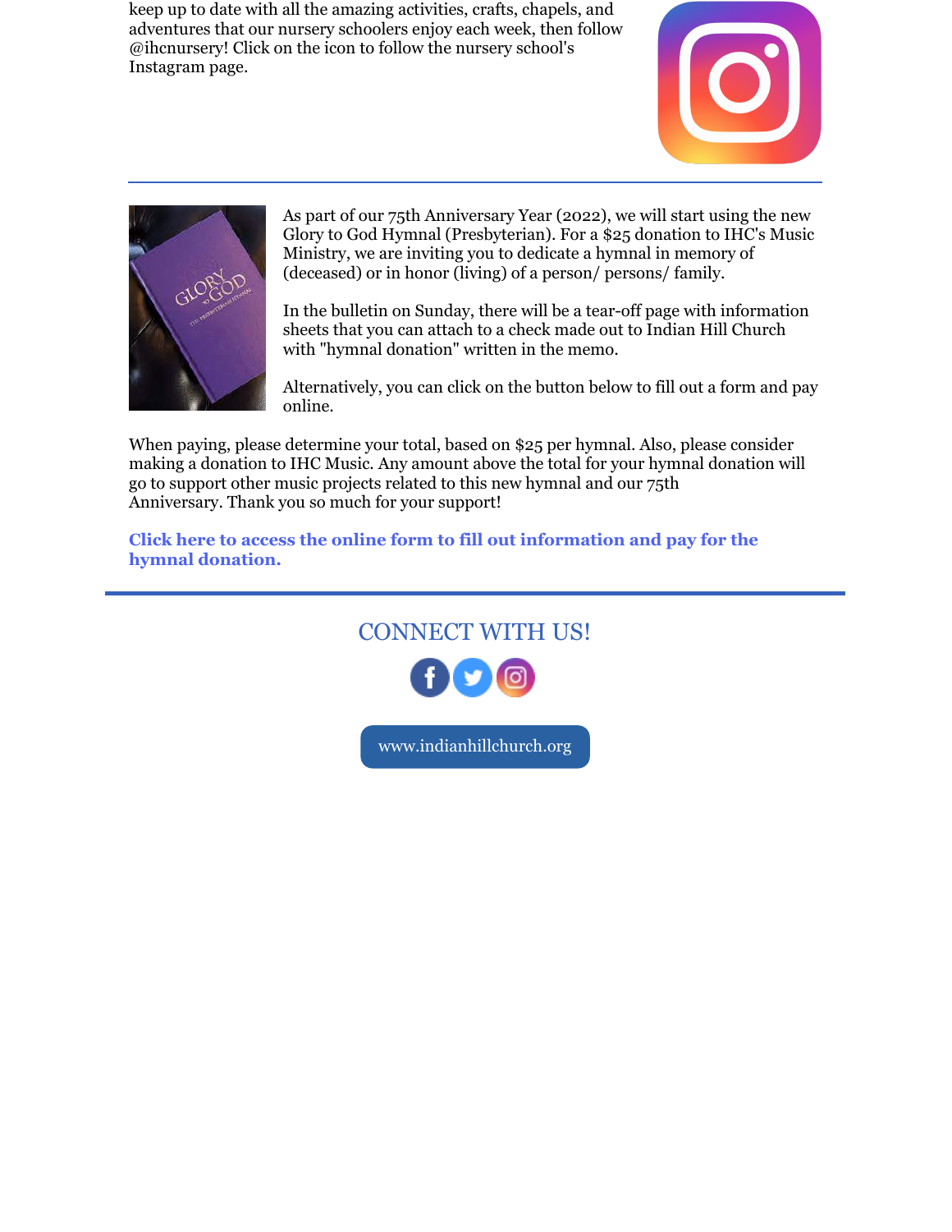keep up to date with all the amazing activities, crafts, chapels, and adventures that our nursery schoolers enjoy each week, then follow @ihcnursery! Click on the icon to follow the nursery school's Instagram page.

---

As part of our 75th Anniversary Year (2022), we will start using the new Glory to God Hymnal (Presbyterian). For a $25 donation to IHC's Music Ministry, we are inviting you to dedicate a hymnal in memory of (deceased) or in honor (living) of a person/ persons/ family.

In the bulletin on Sunday, there will be a tear-off page with information sheets that you can attach to a check made out to Indian Hill Church with "hymnal donation" written in the memo.

Alternatively, you can click on the button below to fill out a form and pay online.

When paying, please determine your total, based on $25 per hymnal. Also, please consider making a donation to IHC Music. Any amount above the total for your hymnal donation will go to support other music projects related to this new hymnal and our 75th Anniversary. Thank you so much for your support!

**Click here to access the online form to fill out information and pay for the hymnal donation.**

---

## CONNECT WITH US!

www.indianhillchurch.org